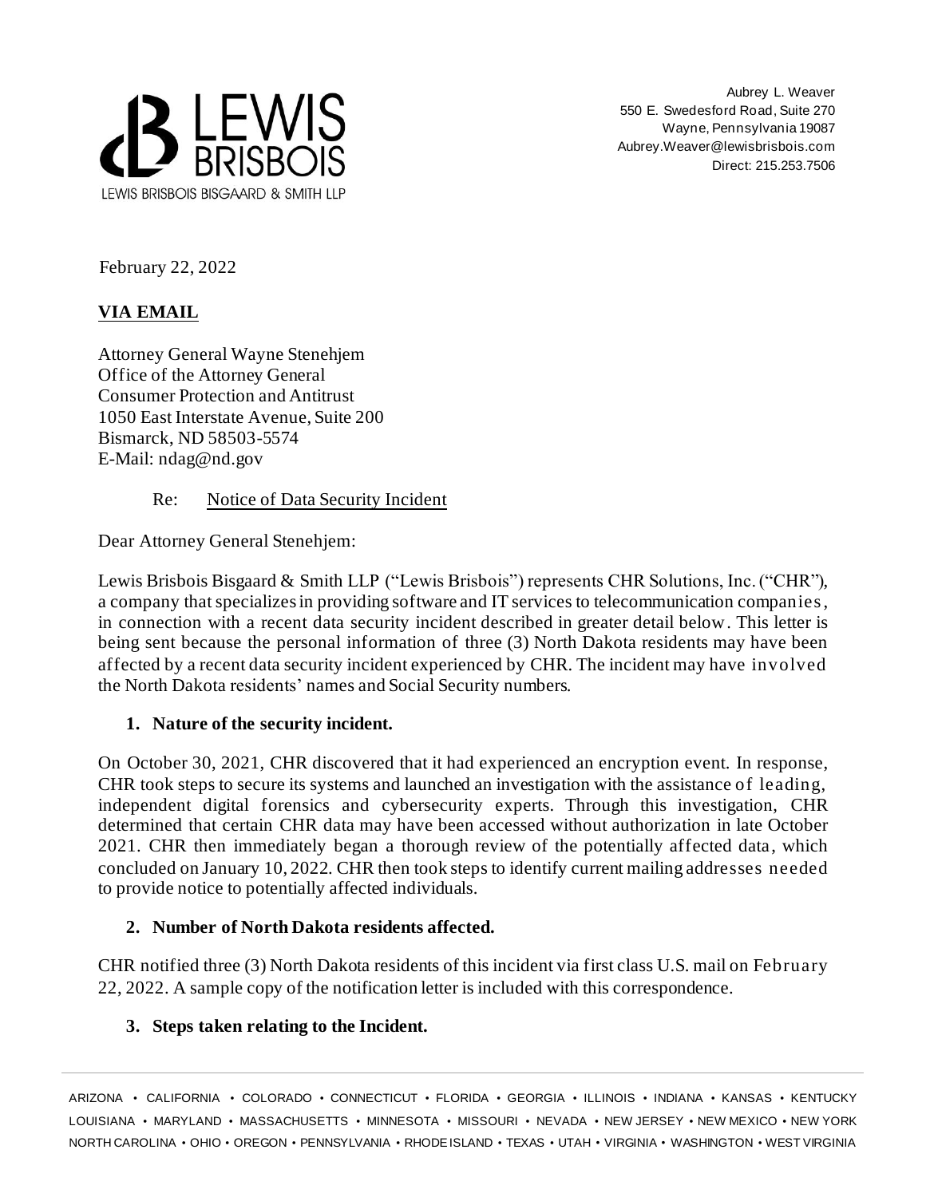LEWIS BRISBOIS

LEWIS BRISBOIS BISGAARD & SMITH LLP

Aubrey L. Weaver
550 E. Swedesford Road, Suite 270
Wayne, Pennsylvania 19087
Aubrey.Weaver@lewisbrisbois.com
Direct: 215.253.7506

February 22, 2022

**VIA EMAIL**

Attorney General Wayne Stenehjem
Office of the Attorney General
Consumer Protection and Antitrust
1050 East Interstate Avenue, Suite 200
Bismarck, ND 58503-5574
E-Mail: ndag@nd.gov

Re: Notice of Data Security Incident

Dear Attorney General Stenehjem:

Lewis Brisbois Bisgaard & Smith LLP ("Lewis Brisbois") represents CHR Solutions, Inc. ("CHR"), a company that specializes in providing software and IT services to telecommunication companies, in connection with a recent data security incident described in greater detail below. This letter is being sent because the personal information of three (3) North Dakota residents may have been affected by a recent data security incident experienced by CHR. The incident may have involved the North Dakota residents' names and Social Security numbers.

**1. Nature of the security incident.**

On October 30, 2021, CHR discovered that it had experienced an encryption event. In response, CHR took steps to secure its systems and launched an investigation with the assistance of leading, independent digital forensics and cybersecurity experts. Through this investigation, CHR determined that certain CHR data may have been accessed without authorization in late October 2021. CHR then immediately began a thorough review of the potentially affected data, which concluded on January 10, 2022. CHR then took steps to identify current mailing addresses needed to provide notice to potentially affected individuals.

**2. Number of North Dakota residents affected.**

CHR notified three (3) North Dakota residents of this incident via first class U.S. mail on February 22, 2022. A sample copy of the notification letter is included with this correspondence.

**3. Steps taken relating to the Incident.**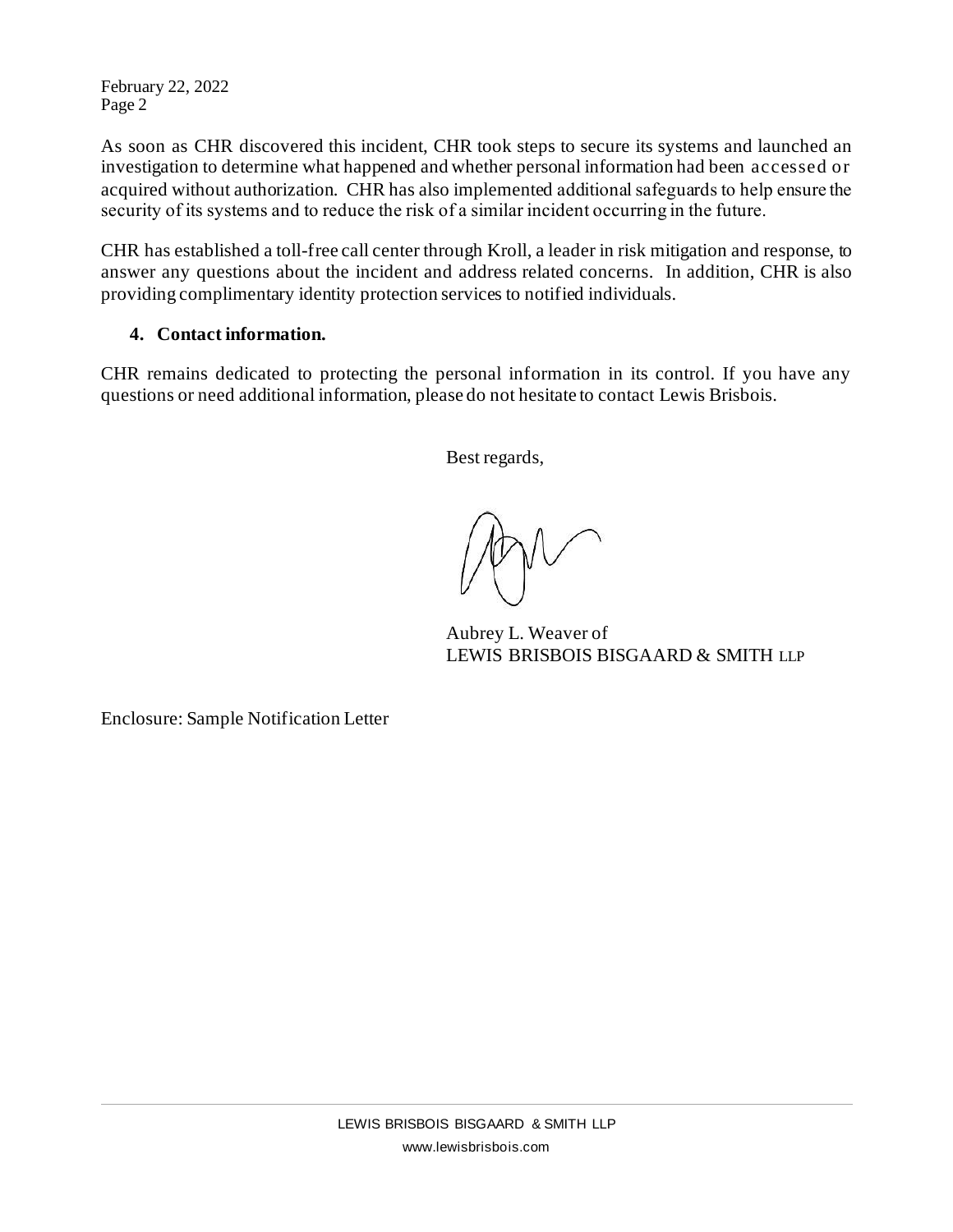As soon as CHR discovered this incident, CHR took steps to secure its systems and launched an investigation to determine what happened and whether personal information had been accessed or acquired without authorization. CHR has also implemented additional safeguards to help ensure the security of its systems and to reduce the risk of a similar incident occurring in the future.

CHR has established a toll-free call center through Kroll, a leader in risk mitigation and response, to answer any questions about the incident and address related concerns. In addition, CHR is also providing complimentary identity protection services to notified individuals.

**4. Contact information.**

CHR remains dedicated to protecting the personal information in its control. If you have any questions or need additional information, please do not hesitate to contact Lewis Brisbois.

Best regards,

Aubrey L. Weaver of
LEWIS BRISBOIS BISGAARD & SMITH LLP

Enclosure: Sample Notification Letter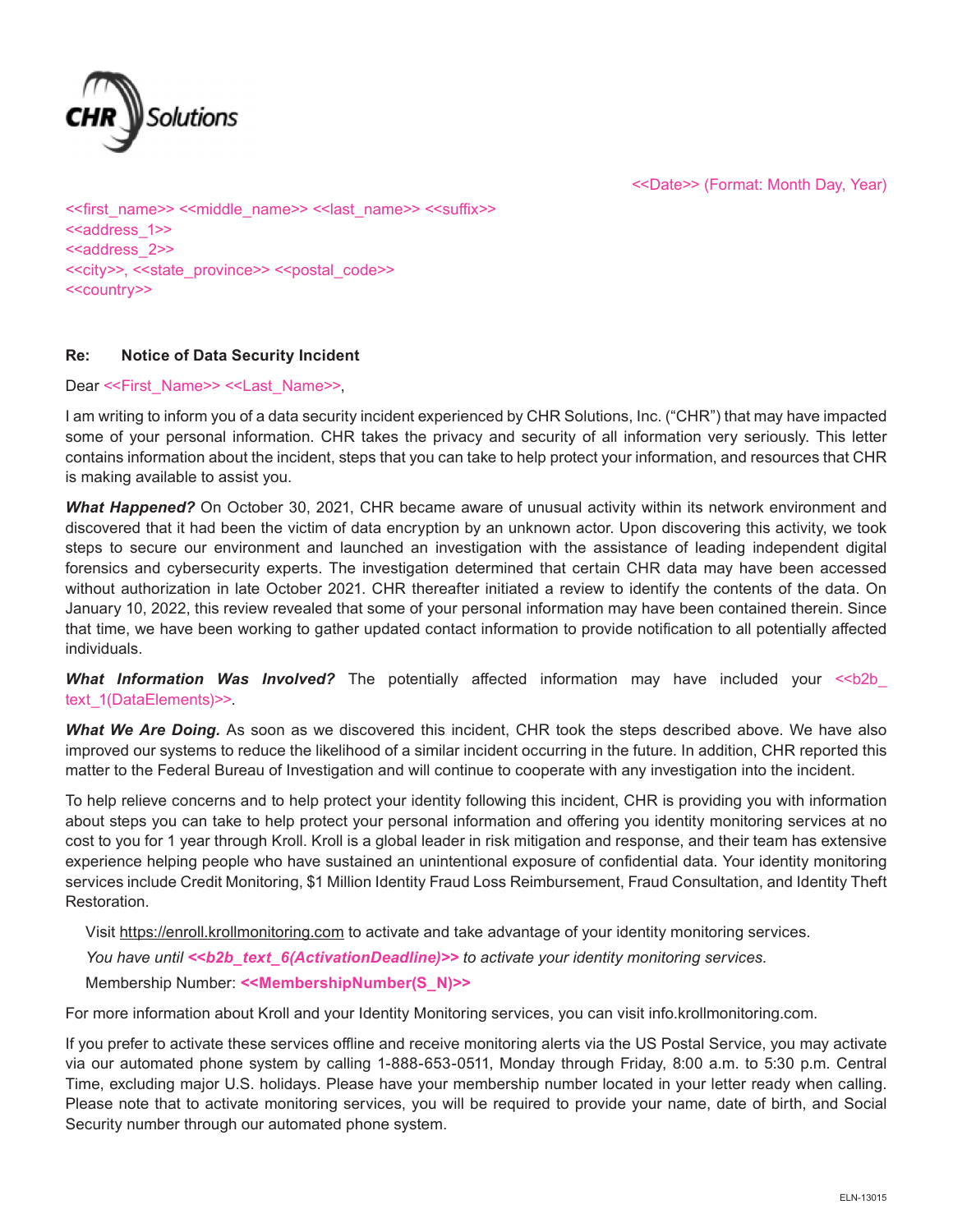CHR Solutions

<<Date>> (Format: Month Day, Year)

<<first_name>> <<middle_name>> <<last_name>> <<suffix>>
<<address_1>>
<<address_2>>
<<city>>, <<state_province>> <<postal_code>>
<<country>>

**Re: Notice of Data Security Incident**

Dear <<First_Name>> <<Last_Name>>,

I am writing to inform you of a data security incident experienced by CHR Solutions, Inc. ("CHR") that may have impacted some of your personal information. CHR takes the privacy and security of all information very seriously. This letter contains information about the incident, steps that you can take to help protect your information, and resources that CHR is making available to assist you.

***What Happened?*** On October 30, 2021, CHR became aware of unusual activity within its network environment and discovered that it had been the victim of data encryption by an unknown actor. Upon discovering this activity, we took steps to secure our environment and launched an investigation with the assistance of leading independent digital forensics and cybersecurity experts. The investigation determined that certain CHR data may have been accessed without authorization in late October 2021. CHR thereafter initiated a review to identify the contents of the data. On January 10, 2022, this review revealed that some of your personal information may have been contained therein. Since that time, we have been working to gather updated contact information to provide notification to all potentially affected individuals.

***What Information Was Involved?*** The potentially affected information may have included your <<b2b_text_1(DataElements)>>.

***What We Are Doing.*** As soon as we discovered this incident, CHR took the steps described above. We have also improved our systems to reduce the likelihood of a similar incident occurring in the future. In addition, CHR reported this matter to the Federal Bureau of Investigation and will continue to cooperate with any investigation into the incident.

To help relieve concerns and to help protect your identity following this incident, CHR is providing you with information about steps you can take to help protect your personal information and offering you identity monitoring services at no cost to you for 1 year through Kroll. Kroll is a global leader in risk mitigation and response, and their team has extensive experience helping people who have sustained an unintentional exposure of confidential data. Your identity monitoring services include Credit Monitoring, $1 Million Identity Fraud Loss Reimbursement, Fraud Consultation, and Identity Theft Restoration.

Visit https://enroll.krollmonitoring.com to activate and take advantage of your identity monitoring services.

*You have until **<<b2b_text_6(ActivationDeadline)>>** to activate your identity monitoring services.*

Membership Number: **<<MembershipNumber(S_N)>>**

For more information about Kroll and your Identity Monitoring services, you can visit info.krollmonitoring.com.

If you prefer to activate these services offline and receive monitoring alerts via the US Postal Service, you may activate via our automated phone system by calling 1-888-653-0511, Monday through Friday, 8:00 a.m. to 5:30 p.m. Central Time, excluding major U.S. holidays. Please have your membership number located in your letter ready when calling. Please note that to activate monitoring services, you will be required to provide your name, date of birth, and Social Security number through our automated phone system.

ELN-13015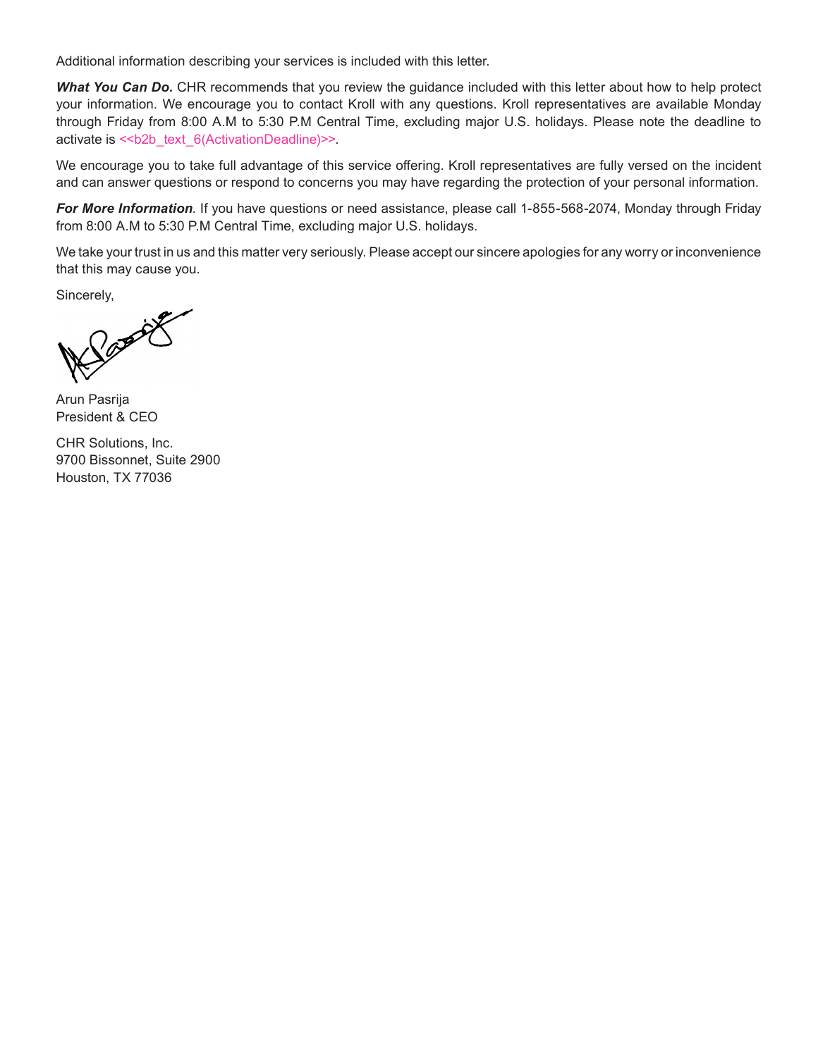Additional information describing your services is included with this letter.

***What You Can Do.*** CHR recommends that you review the guidance included with this letter about how to help protect your information. We encourage you to contact Kroll with any questions. Kroll representatives are available Monday through Friday from 8:00 A.M to 5:30 P.M Central Time, excluding major U.S. holidays. Please note the deadline to activate is <<b2b_text_6(ActivationDeadline)>>.

We encourage you to take full advantage of this service offering. Kroll representatives are fully versed on the incident and can answer questions or respond to concerns you may have regarding the protection of your personal information.

***For More Information***. If you have questions or need assistance, please call 1-855-568-2074, Monday through Friday from 8:00 A.M to 5:30 P.M Central Time, excluding major U.S. holidays.

We take your trust in us and this matter very seriously. Please accept our sincere apologies for any worry or inconvenience that this may cause you.

Sincerely,

Arun Pasrija
President & CEO

CHR Solutions, Inc.
9700 Bissonnet, Suite 2900
Houston, TX 77036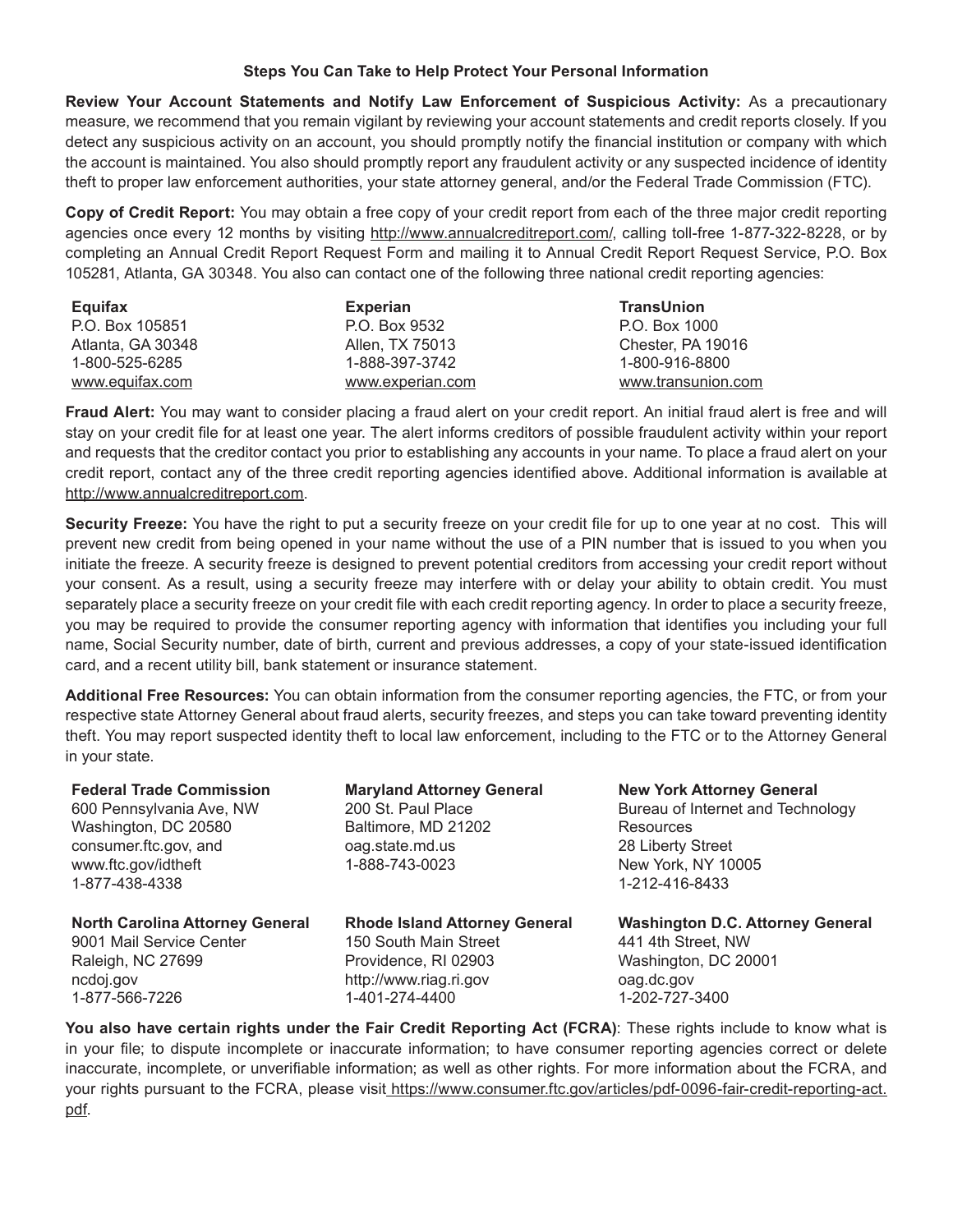## Steps You Can Take to Help Protect Your Personal Information

**Review Your Account Statements and Notify Law Enforcement of Suspicious Activity:** As a precautionary measure, we recommend that you remain vigilant by reviewing your account statements and credit reports closely. If you detect any suspicious activity on an account, you should promptly notify the financial institution or company with which the account is maintained. You also should promptly report any fraudulent activity or any suspected incidence of identity theft to proper law enforcement authorities, your state attorney general, and/or the Federal Trade Commission (FTC).

**Copy of Credit Report:** You may obtain a free copy of your credit report from each of the three major credit reporting agencies once every 12 months by visiting http://www.annualcreditreport.com/, calling toll-free 1-877-322-8228, or by completing an Annual Credit Report Request Form and mailing it to Annual Credit Report Request Service, P.O. Box 105281, Atlanta, GA 30348. You also can contact one of the following three national credit reporting agencies:

**Equifax**
P.O. Box 105851
Atlanta, GA 30348
1-800-525-6285
www.equifax.com

**Experian**
P.O. Box 9532
Allen, TX 75013
1-888-397-3742
www.experian.com

**TransUnion**
P.O. Box 1000
Chester, PA 19016
1-800-916-8800
www.transunion.com

**Fraud Alert:** You may want to consider placing a fraud alert on your credit report. An initial fraud alert is free and will stay on your credit file for at least one year. The alert informs creditors of possible fraudulent activity within your report and requests that the creditor contact you prior to establishing any accounts in your name. To place a fraud alert on your credit report, contact any of the three credit reporting agencies identified above. Additional information is available at http://www.annualcreditreport.com.

**Security Freeze:** You have the right to put a security freeze on your credit file for up to one year at no cost. This will prevent new credit from being opened in your name without the use of a PIN number that is issued to you when you initiate the freeze. A security freeze is designed to prevent potential creditors from accessing your credit report without your consent. As a result, using a security freeze may interfere with or delay your ability to obtain credit. You must separately place a security freeze on your credit file with each credit reporting agency. In order to place a security freeze, you may be required to provide the consumer reporting agency with information that identifies you including your full name, Social Security number, date of birth, current and previous addresses, a copy of your state-issued identification card, and a recent utility bill, bank statement or insurance statement.

**Additional Free Resources:** You can obtain information from the consumer reporting agencies, the FTC, or from your respective state Attorney General about fraud alerts, security freezes, and steps you can take toward preventing identity theft. You may report suspected identity theft to local law enforcement, including to the FTC or to the Attorney General in your state.

**Federal Trade Commission**
600 Pennsylvania Ave, NW
Washington, DC 20580
consumer.ftc.gov, and
www.ftc.gov/idtheft
1-877-438-4338

**Maryland Attorney General**
200 St. Paul Place
Baltimore, MD 21202
oag.state.md.us
1-888-743-0023

**New York Attorney General**
Bureau of Internet and Technology Resources
28 Liberty Street
New York, NY 10005
1-212-416-8433

**North Carolina Attorney General**
9001 Mail Service Center
Raleigh, NC 27699
ncdoj.gov
1-877-566-7226

**Rhode Island Attorney General**
150 South Main Street
Providence, RI 02903
http://www.riag.ri.gov
1-401-274-4400

**Washington D.C. Attorney General**
441 4th Street, NW
Washington, DC 20001
oag.dc.gov
1-202-727-3400

**You also have certain rights under the Fair Credit Reporting Act (FCRA)**: These rights include to know what is in your file; to dispute incomplete or inaccurate information; to have consumer reporting agencies correct or delete inaccurate, incomplete, or unverifiable information; as well as other rights. For more information about the FCRA, and your rights pursuant to the FCRA, please visit https://www.consumer.ftc.gov/articles/pdf-0096-fair-credit-reporting-act.pdf.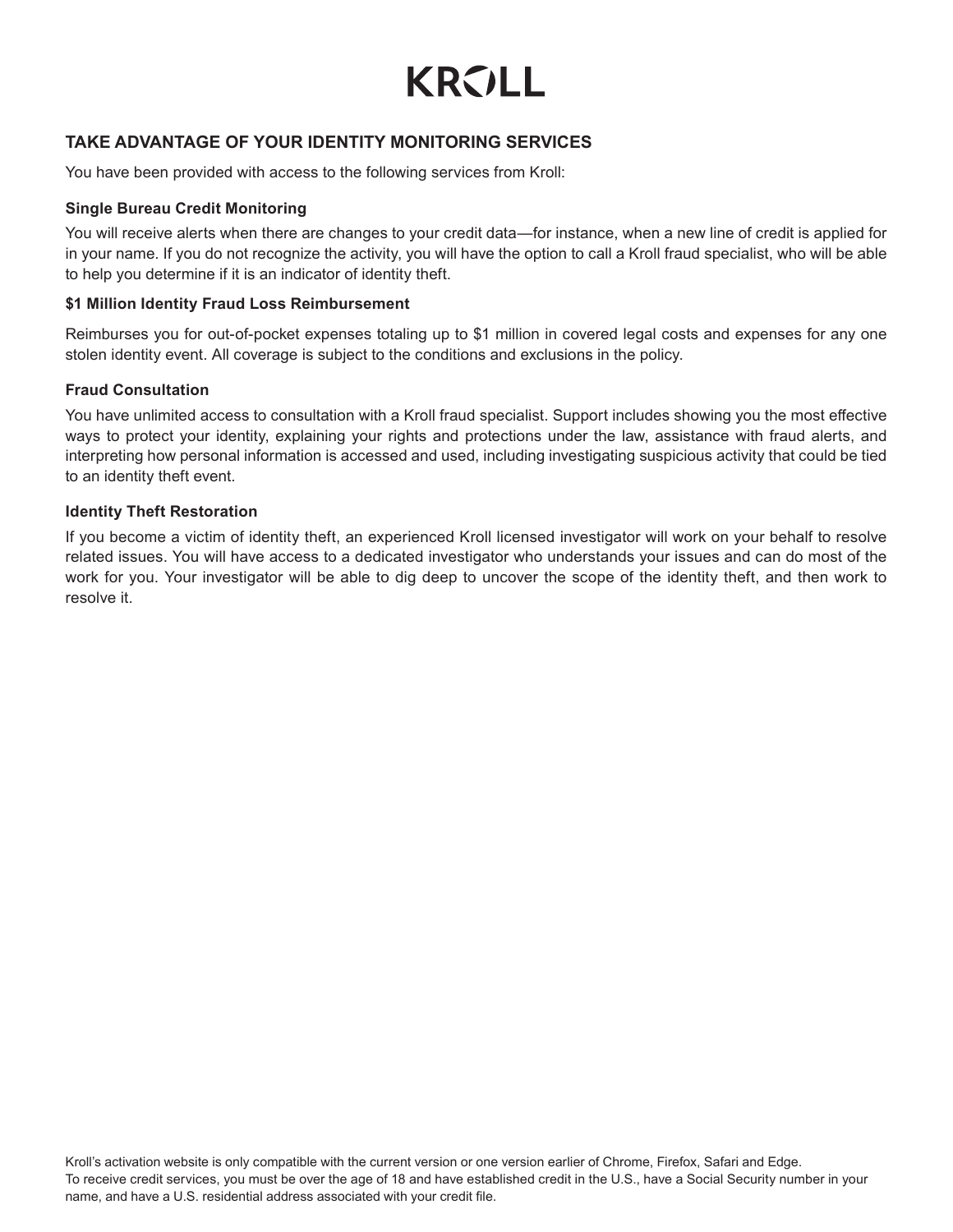# KROLL

## TAKE ADVANTAGE OF YOUR IDENTITY MONITORING SERVICES

You have been provided with access to the following services from Kroll:

### Single Bureau Credit Monitoring

You will receive alerts when there are changes to your credit data—for instance, when a new line of credit is applied for in your name. If you do not recognize the activity, you will have the option to call a Kroll fraud specialist, who will be able to help you determine if it is an indicator of identity theft.

### $1 Million Identity Fraud Loss Reimbursement

Reimburses you for out-of-pocket expenses totaling up to $1 million in covered legal costs and expenses for any one stolen identity event. All coverage is subject to the conditions and exclusions in the policy.

### Fraud Consultation

You have unlimited access to consultation with a Kroll fraud specialist. Support includes showing you the most effective ways to protect your identity, explaining your rights and protections under the law, assistance with fraud alerts, and interpreting how personal information is accessed and used, including investigating suspicious activity that could be tied to an identity theft event.

### Identity Theft Restoration

If you become a victim of identity theft, an experienced Kroll licensed investigator will work on your behalf to resolve related issues. You will have access to a dedicated investigator who understands your issues and can do most of the work for you. Your investigator will be able to dig deep to uncover the scope of the identity theft, and then work to resolve it.

Kroll's activation website is only compatible with the current version or one version earlier of Chrome, Firefox, Safari and Edge.
To receive credit services, you must be over the age of 18 and have established credit in the U.S., have a Social Security number in your name, and have a U.S. residential address associated with your credit file.